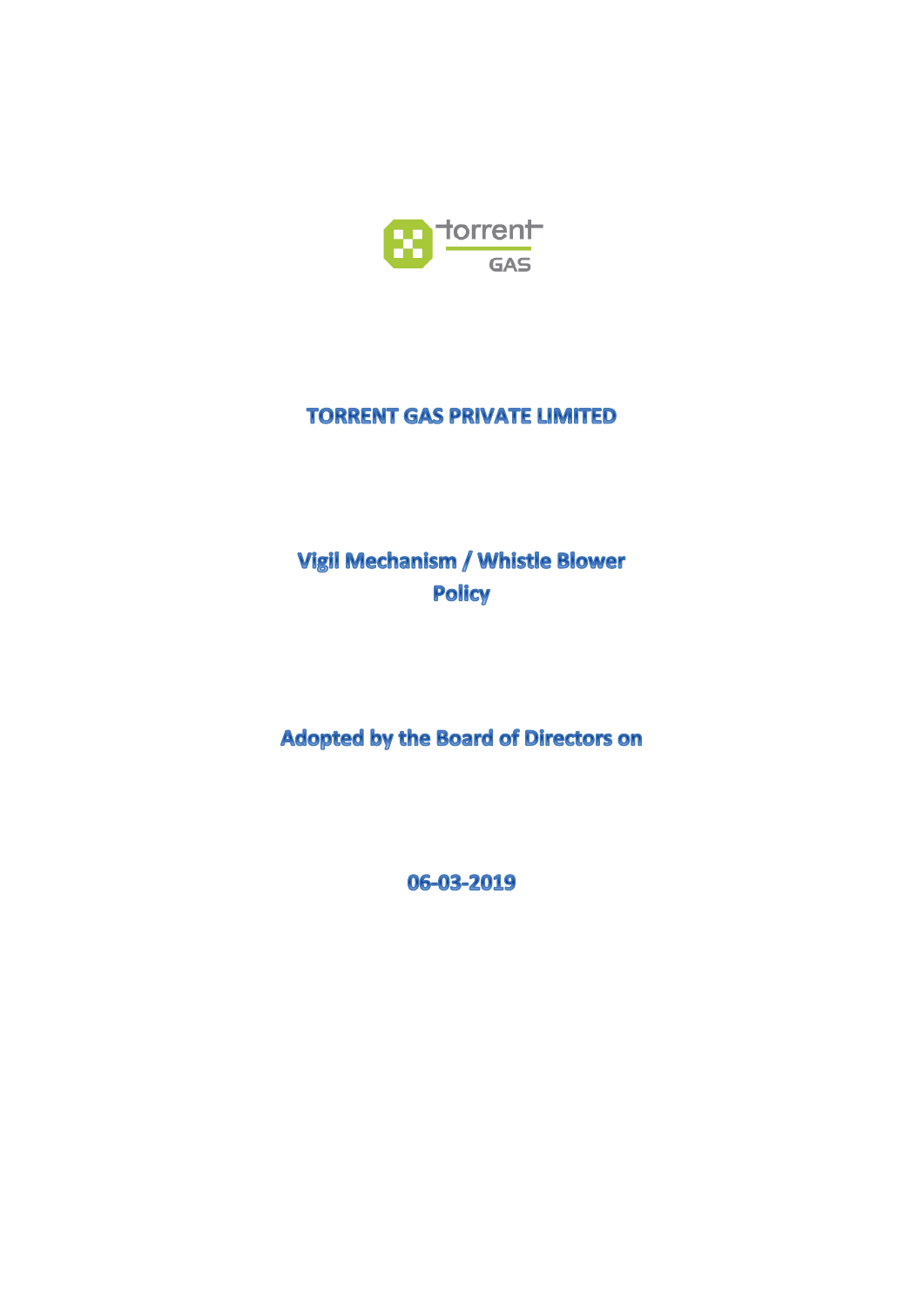# TORRENT GAS PRIVATE LIMITED

## Vigil Mechanism / Whistle Blower Policy

## Adopted by the Board of Directors on

## 06-03-2019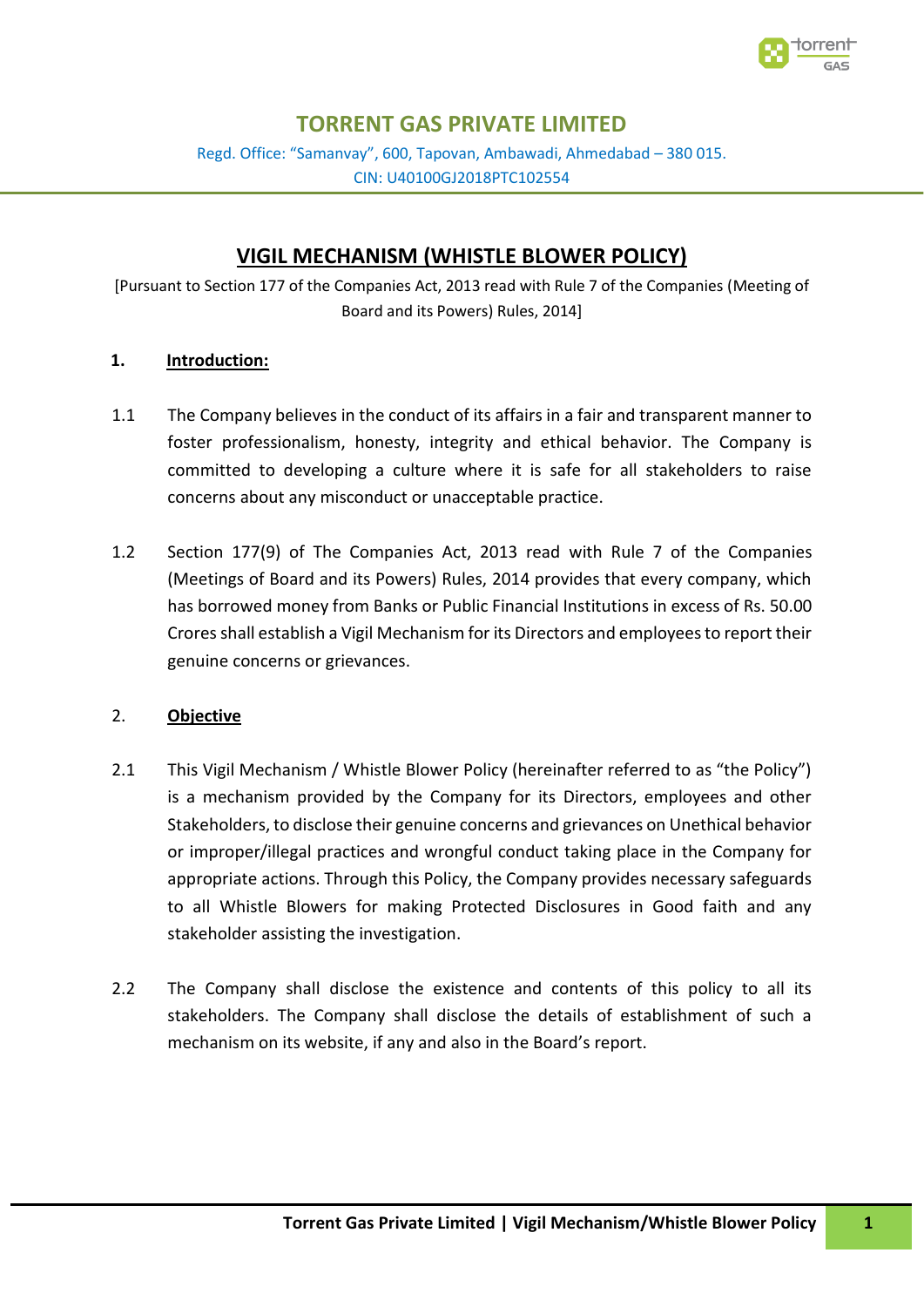# TORRENT GAS PRIVATE LIMITED

Regd. Office: "Samanvay", 600, Tapovan, Ambawadi, Ahmedabad – 380 015.
CIN: U40100GJ2018PTC102554

## VIGIL MECHANISM (WHISTLE BLOWER POLICY)

[Pursuant to Section 177 of the Companies Act, 2013 read with Rule 7 of the Companies (Meeting of Board and its Powers) Rules, 2014]

### 1. Introduction:

1.1 The Company believes in the conduct of its affairs in a fair and transparent manner to foster professionalism, honesty, integrity and ethical behavior. The Company is committed to developing a culture where it is safe for all stakeholders to raise concerns about any misconduct or unacceptable practice.

1.2 Section 177(9) of The Companies Act, 2013 read with Rule 7 of the Companies (Meetings of Board and its Powers) Rules, 2014 provides that every company, which has borrowed money from Banks or Public Financial Institutions in excess of Rs. 50.00 Crores shall establish a Vigil Mechanism for its Directors and employees to report their genuine concerns or grievances.

### 2. Objective

2.1 This Vigil Mechanism / Whistle Blower Policy (hereinafter referred to as "the Policy") is a mechanism provided by the Company for its Directors, employees and other Stakeholders, to disclose their genuine concerns and grievances on Unethical behavior or improper/illegal practices and wrongful conduct taking place in the Company for appropriate actions. Through this Policy, the Company provides necessary safeguards to all Whistle Blowers for making Protected Disclosures in Good faith and any stakeholder assisting the investigation.

2.2 The Company shall disclose the existence and contents of this policy to all its stakeholders. The Company shall disclose the details of establishment of such a mechanism on its website, if any and also in the Board's report.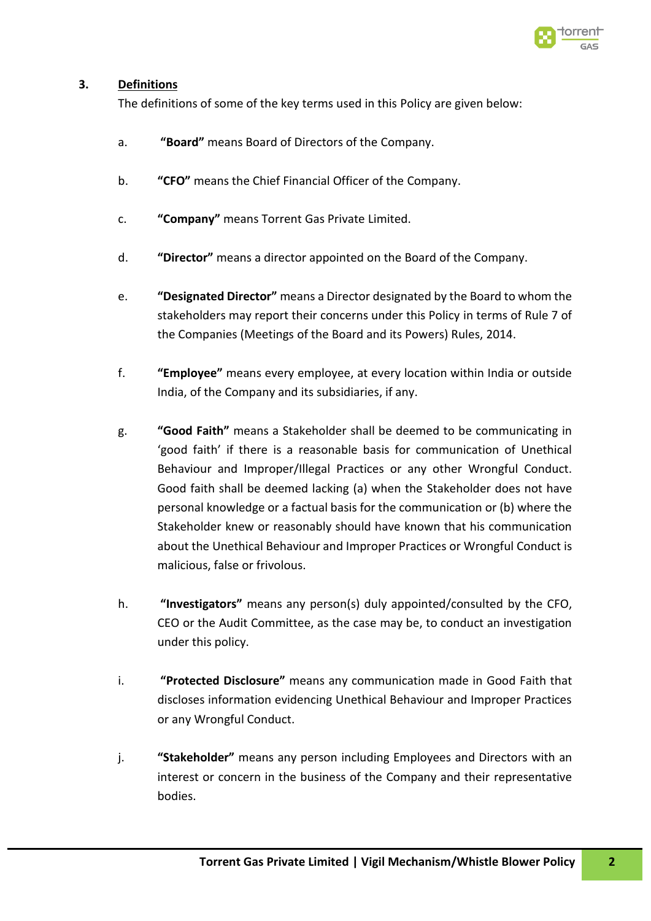## 3. Definitions

The definitions of some of the key terms used in this Policy are given below:

a. **"Board"** means Board of Directors of the Company.

b. **"CFO"** means the Chief Financial Officer of the Company.

c. **"Company"** means Torrent Gas Private Limited.

d. **"Director"** means a director appointed on the Board of the Company.

e. **"Designated Director"** means a Director designated by the Board to whom the stakeholders may report their concerns under this Policy in terms of Rule 7 of the Companies (Meetings of the Board and its Powers) Rules, 2014.

f. **"Employee"** means every employee, at every location within India or outside India, of the Company and its subsidiaries, if any.

g. **"Good Faith"** means a Stakeholder shall be deemed to be communicating in 'good faith' if there is a reasonable basis for communication of Unethical Behaviour and Improper/Illegal Practices or any other Wrongful Conduct. Good faith shall be deemed lacking (a) when the Stakeholder does not have personal knowledge or a factual basis for the communication or (b) where the Stakeholder knew or reasonably should have known that his communication about the Unethical Behaviour and Improper Practices or Wrongful Conduct is malicious, false or frivolous.

h. **"Investigators"** means any person(s) duly appointed/consulted by the CFO, CEO or the Audit Committee, as the case may be, to conduct an investigation under this policy.

i. **"Protected Disclosure"** means any communication made in Good Faith that discloses information evidencing Unethical Behaviour and Improper Practices or any Wrongful Conduct.

j. **"Stakeholder"** means any person including Employees and Directors with an interest or concern in the business of the Company and their representative bodies.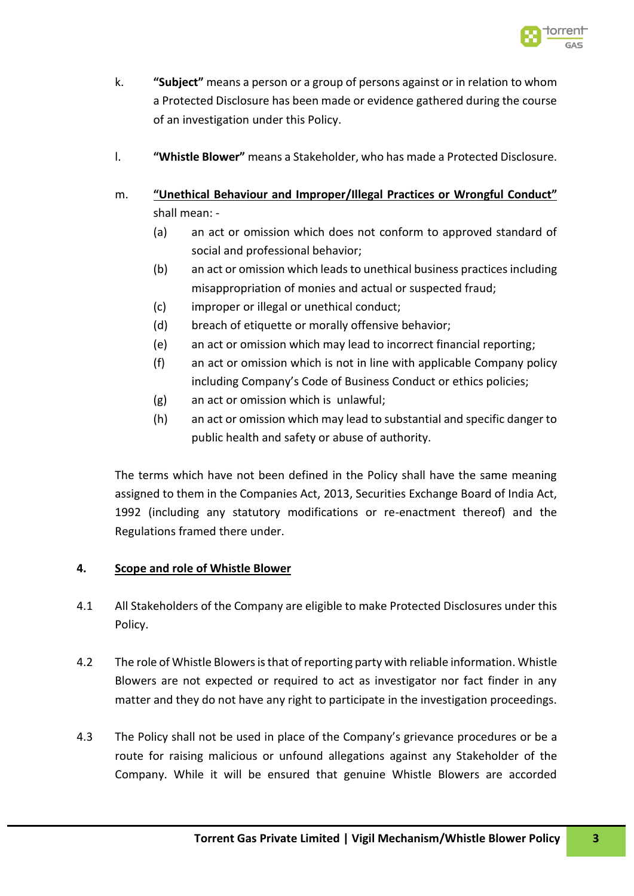k. **"Subject"** means a person or a group of persons against or in relation to whom a Protected Disclosure has been made or evidence gathered during the course of an investigation under this Policy.

l. **"Whistle Blower"** means a Stakeholder, who has made a Protected Disclosure.

m. **"Unethical Behaviour and Improper/Illegal Practices or Wrongful Conduct"** shall mean: -

(a) an act or omission which does not conform to approved standard of social and professional behavior;

(b) an act or omission which leads to unethical business practices including misappropriation of monies and actual or suspected fraud;

(c) improper or illegal or unethical conduct;

(d) breach of etiquette or morally offensive behavior;

(e) an act or omission which may lead to incorrect financial reporting;

(f) an act or omission which is not in line with applicable Company policy including Company's Code of Business Conduct or ethics policies;

(g) an act or omission which is unlawful;

(h) an act or omission which may lead to substantial and specific danger to public health and safety or abuse of authority.

The terms which have not been defined in the Policy shall have the same meaning assigned to them in the Companies Act, 2013, Securities Exchange Board of India Act, 1992 (including any statutory modifications or re-enactment thereof) and the Regulations framed there under.

## 4. Scope and role of Whistle Blower

4.1 All Stakeholders of the Company are eligible to make Protected Disclosures under this Policy.

4.2 The role of Whistle Blowers is that of reporting party with reliable information. Whistle Blowers are not expected or required to act as investigator nor fact finder in any matter and they do not have any right to participate in the investigation proceedings.

4.3 The Policy shall not be used in place of the Company's grievance procedures or be a route for raising malicious or unfound allegations against any Stakeholder of the Company. While it will be ensured that genuine Whistle Blowers are accorded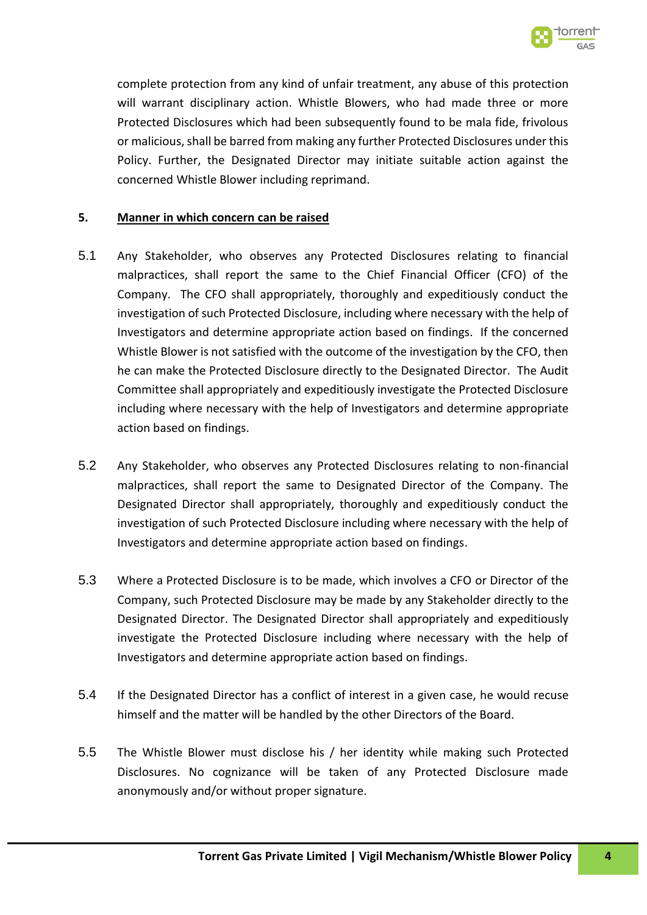complete protection from any kind of unfair treatment, any abuse of this protection will warrant disciplinary action. Whistle Blowers, who had made three or more Protected Disclosures which had been subsequently found to be mala fide, frivolous or malicious, shall be barred from making any further Protected Disclosures under this Policy. Further, the Designated Director may initiate suitable action against the concerned Whistle Blower including reprimand.

## 5. Manner in which concern can be raised

5.1 Any Stakeholder, who observes any Protected Disclosures relating to financial malpractices, shall report the same to the Chief Financial Officer (CFO) of the Company. The CFO shall appropriately, thoroughly and expeditiously conduct the investigation of such Protected Disclosure, including where necessary with the help of Investigators and determine appropriate action based on findings. If the concerned Whistle Blower is not satisfied with the outcome of the investigation by the CFO, then he can make the Protected Disclosure directly to the Designated Director. The Audit Committee shall appropriately and expeditiously investigate the Protected Disclosure including where necessary with the help of Investigators and determine appropriate action based on findings.

5.2 Any Stakeholder, who observes any Protected Disclosures relating to non-financial malpractices, shall report the same to Designated Director of the Company. The Designated Director shall appropriately, thoroughly and expeditiously conduct the investigation of such Protected Disclosure including where necessary with the help of Investigators and determine appropriate action based on findings.

5.3 Where a Protected Disclosure is to be made, which involves a CFO or Director of the Company, such Protected Disclosure may be made by any Stakeholder directly to the Designated Director. The Designated Director shall appropriately and expeditiously investigate the Protected Disclosure including where necessary with the help of Investigators and determine appropriate action based on findings.

5.4 If the Designated Director has a conflict of interest in a given case, he would recuse himself and the matter will be handled by the other Directors of the Board.

5.5 The Whistle Blower must disclose his / her identity while making such Protected Disclosures. No cognizance will be taken of any Protected Disclosure made anonymously and/or without proper signature.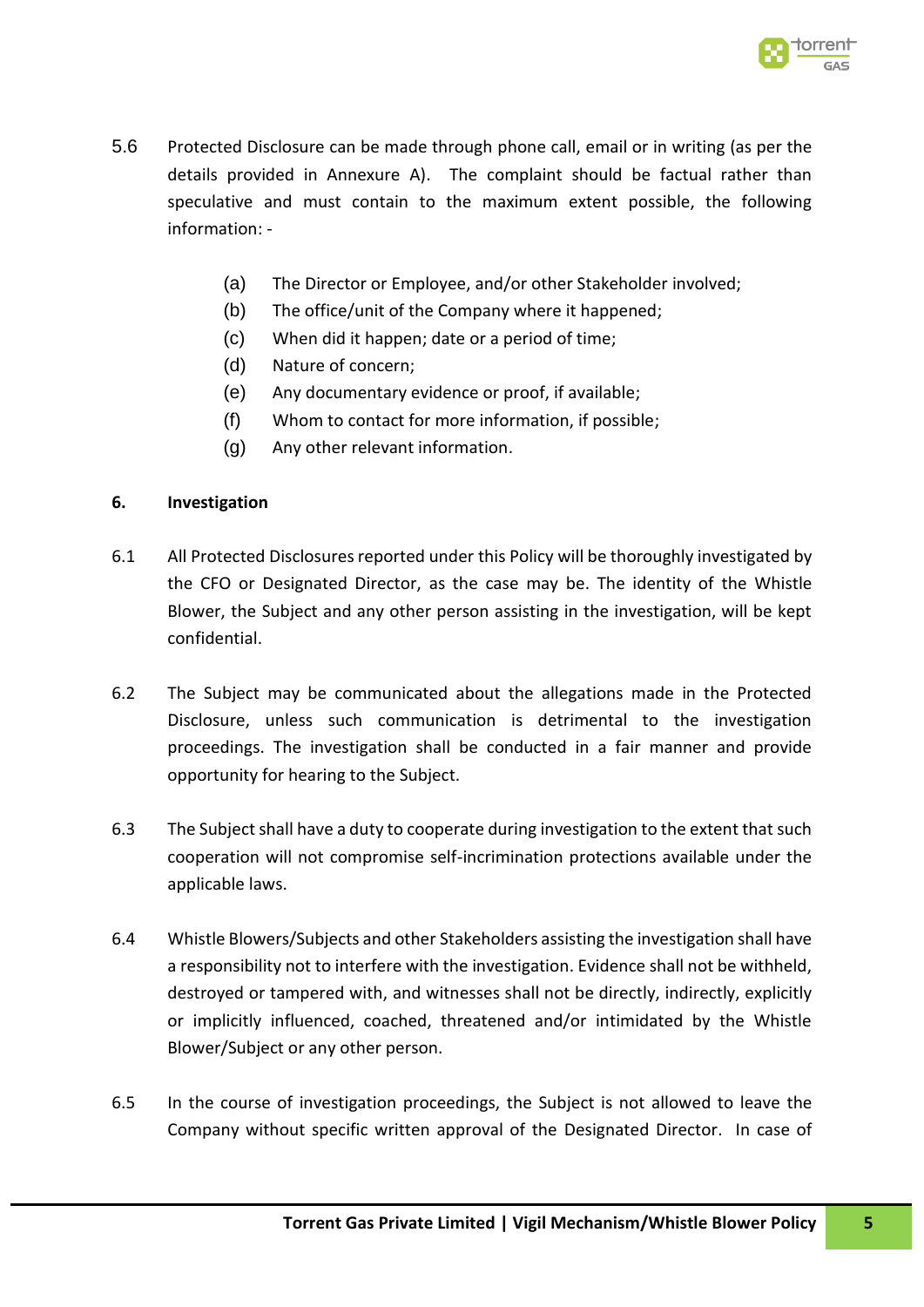5.6 Protected Disclosure can be made through phone call, email or in writing (as per the details provided in Annexure A). The complaint should be factual rather than speculative and must contain to the maximum extent possible, the following information: -

(a) The Director or Employee, and/or other Stakeholder involved;
(b) The office/unit of the Company where it happened;
(c) When did it happen; date or a period of time;
(d) Nature of concern;
(e) Any documentary evidence or proof, if available;
(f) Whom to contact for more information, if possible;
(g) Any other relevant information.

**6. Investigation**

6.1 All Protected Disclosures reported under this Policy will be thoroughly investigated by the CFO or Designated Director, as the case may be. The identity of the Whistle Blower, the Subject and any other person assisting in the investigation, will be kept confidential.

6.2 The Subject may be communicated about the allegations made in the Protected Disclosure, unless such communication is detrimental to the investigation proceedings. The investigation shall be conducted in a fair manner and provide opportunity for hearing to the Subject.

6.3 The Subject shall have a duty to cooperate during investigation to the extent that such cooperation will not compromise self-incrimination protections available under the applicable laws.

6.4 Whistle Blowers/Subjects and other Stakeholders assisting the investigation shall have a responsibility not to interfere with the investigation. Evidence shall not be withheld, destroyed or tampered with, and witnesses shall not be directly, indirectly, explicitly or implicitly influenced, coached, threatened and/or intimidated by the Whistle Blower/Subject or any other person.

6.5 In the course of investigation proceedings, the Subject is not allowed to leave the Company without specific written approval of the Designated Director. In case of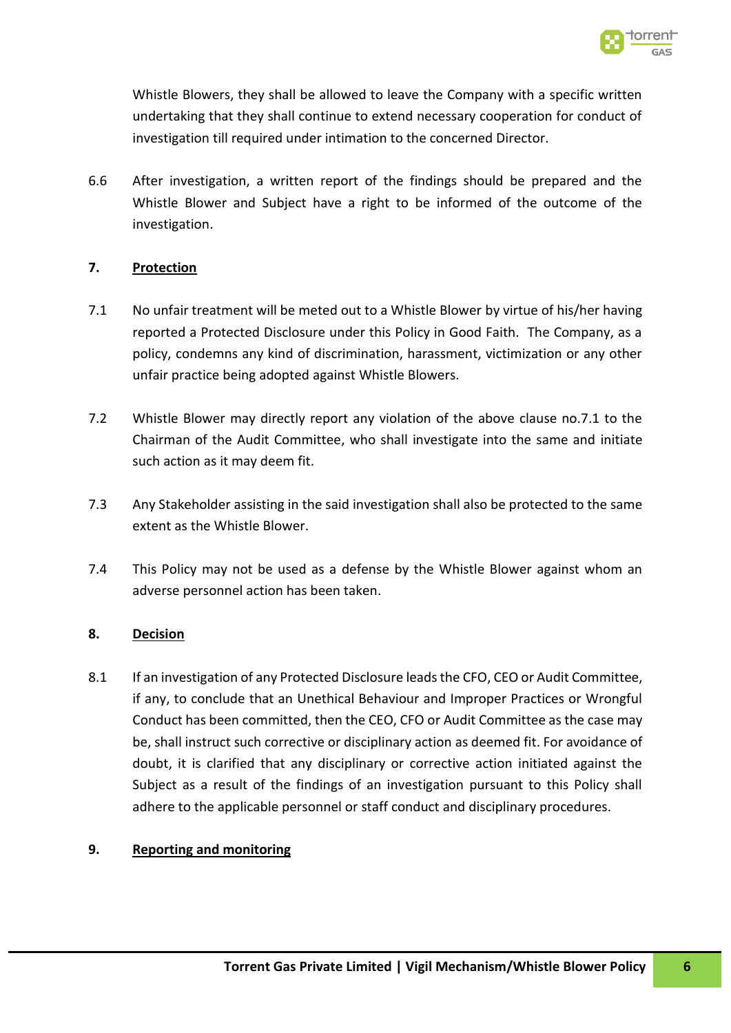Whistle Blowers, they shall be allowed to leave the Company with a specific written undertaking that they shall continue to extend necessary cooperation for conduct of investigation till required under intimation to the concerned Director.

6.6 After investigation, a written report of the findings should be prepared and the Whistle Blower and Subject have a right to be informed of the outcome of the investigation.

## 7. Protection

7.1 No unfair treatment will be meted out to a Whistle Blower by virtue of his/her having reported a Protected Disclosure under this Policy in Good Faith. The Company, as a policy, condemns any kind of discrimination, harassment, victimization or any other unfair practice being adopted against Whistle Blowers.

7.2 Whistle Blower may directly report any violation of the above clause no.7.1 to the Chairman of the Audit Committee, who shall investigate into the same and initiate such action as it may deem fit.

7.3 Any Stakeholder assisting in the said investigation shall also be protected to the same extent as the Whistle Blower.

7.4 This Policy may not be used as a defense by the Whistle Blower against whom an adverse personnel action has been taken.

## 8. Decision

8.1 If an investigation of any Protected Disclosure leads the CFO, CEO or Audit Committee, if any, to conclude that an Unethical Behaviour and Improper Practices or Wrongful Conduct has been committed, then the CEO, CFO or Audit Committee as the case may be, shall instruct such corrective or disciplinary action as deemed fit. For avoidance of doubt, it is clarified that any disciplinary or corrective action initiated against the Subject as a result of the findings of an investigation pursuant to this Policy shall adhere to the applicable personnel or staff conduct and disciplinary procedures.

## 9. Reporting and monitoring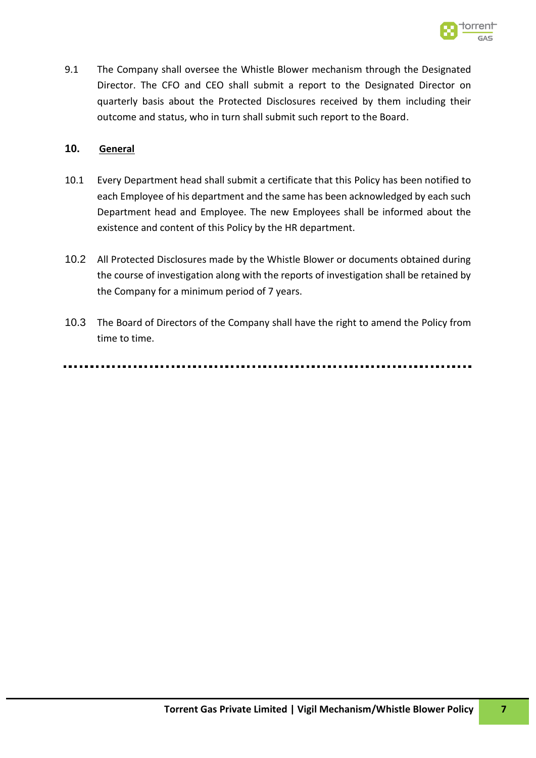9.1 The Company shall oversee the Whistle Blower mechanism through the Designated Director. The CFO and CEO shall submit a report to the Designated Director on quarterly basis about the Protected Disclosures received by them including their outcome and status, who in turn shall submit such report to the Board.

## 10. General

10.1 Every Department head shall submit a certificate that this Policy has been notified to each Employee of his department and the same has been acknowledged by each such Department head and Employee. The new Employees shall be informed about the existence and content of this Policy by the HR department.

10.2 All Protected Disclosures made by the Whistle Blower or documents obtained during the course of investigation along with the reports of investigation shall be retained by the Company for a minimum period of 7 years.

10.3 The Board of Directors of the Company shall have the right to amend the Policy from time to time.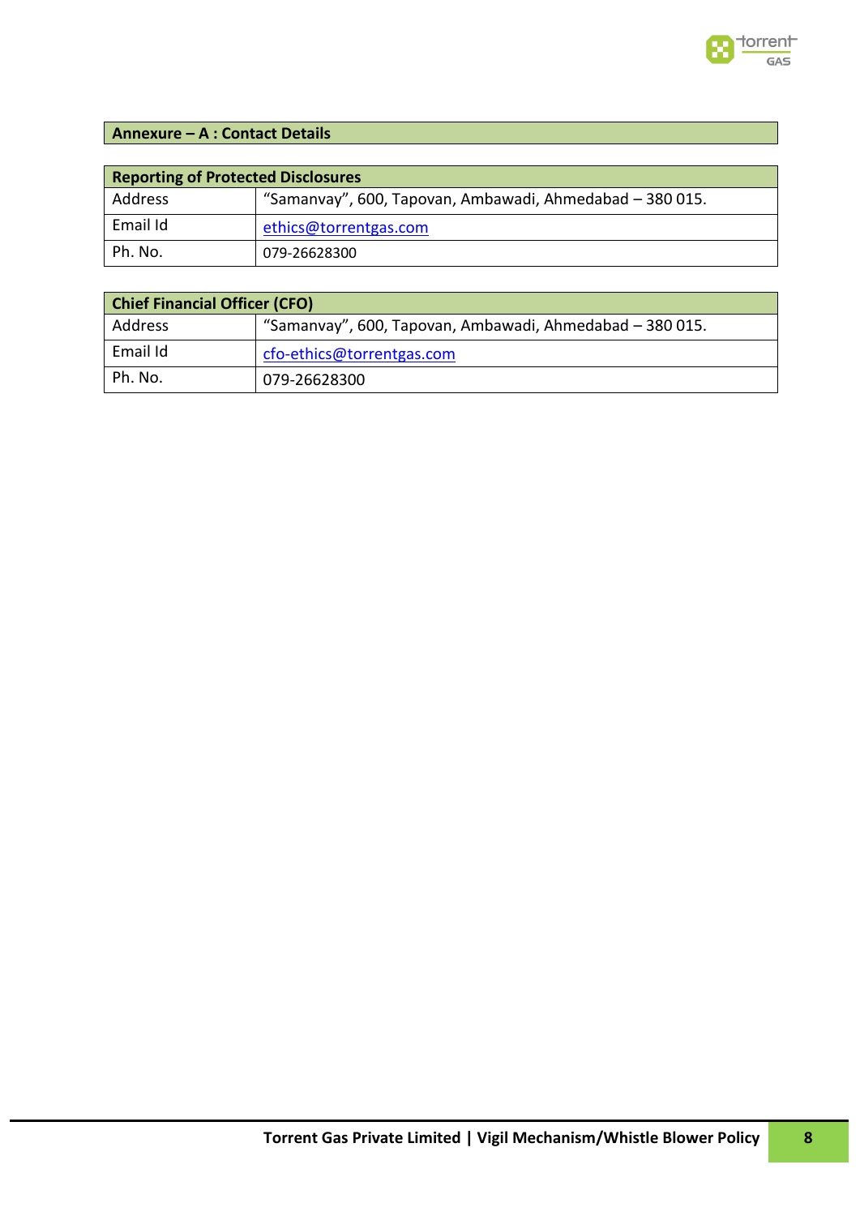## Annexure – A : Contact Details

| Reporting of Protected Disclosures | |
|---|---|
| Address | "Samanvay", 600, Tapovan, Ambawadi, Ahmedabad – 380 015. |
| Email Id | ethics@torrentgas.com |
| Ph. No. | 079-26628300 |

| Chief Financial Officer (CFO) | |
|---|---|
| Address | "Samanvay", 600, Tapovan, Ambawadi, Ahmedabad – 380 015. |
| Email Id | cfo-ethics@torrentgas.com |
| Ph. No. | 079-26628300 |